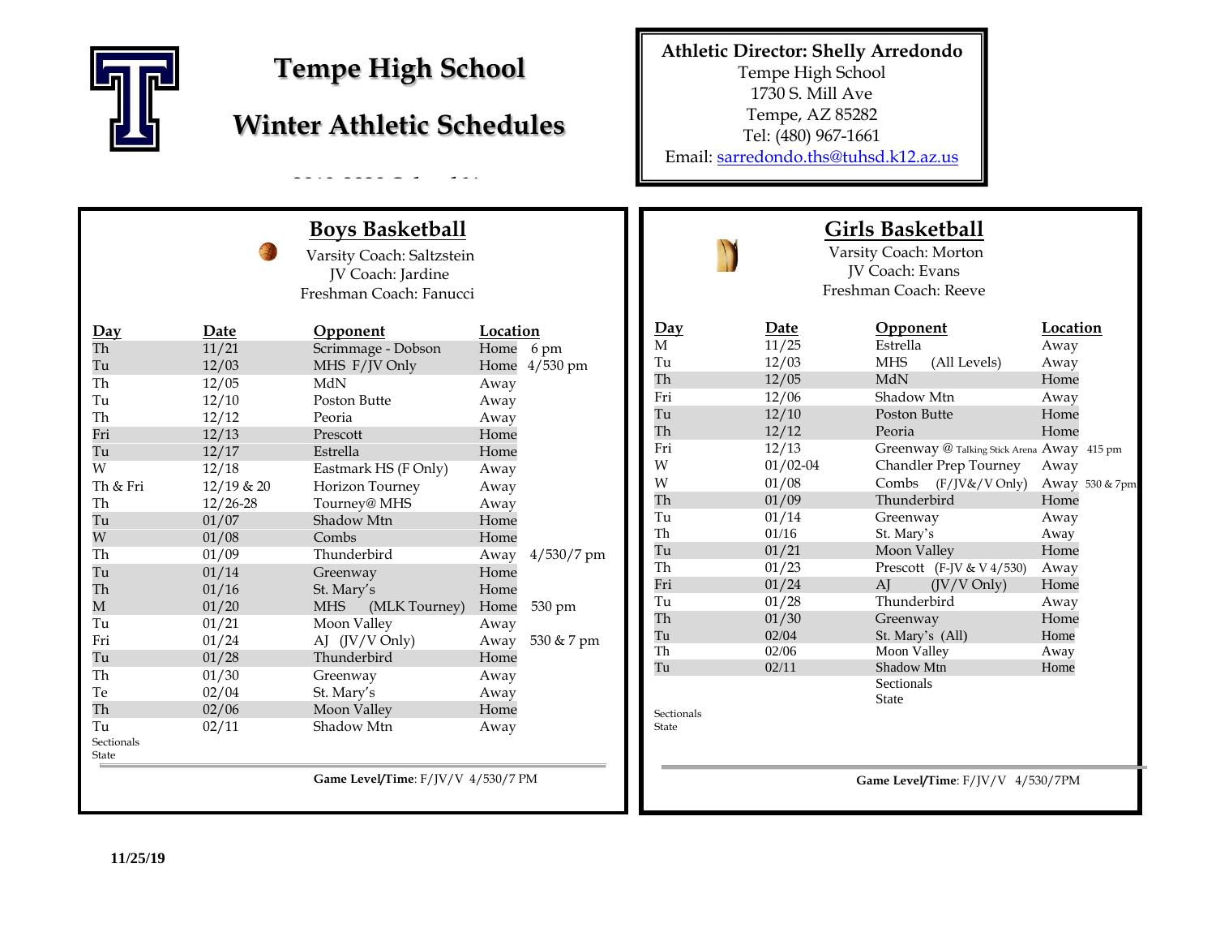# Tempe High School

# Winter Athletic Schedules

**Athletic Director: Shelly Arredondo**
Tempe High School
1730 S. Mill Ave
Tempe, AZ 85282
Tel: (480) 967-1661
Email: sarredondo.ths@tuhsd.k12.az.us

## Boys Basketball

Varsity Coach: Saltzstein
JV Coach: Jardine
Freshman Coach: Fanucci

| Day | Date | Opponent | Location | |
|---|---|---|---|---|
| Th | 11/21 | Scrimmage - Dobson | Home | 6 pm |
| Tu | 12/03 | MHS F/JV Only | Home | 4/530 pm |
| Th | 12/05 | MdN | Away | |
| Tu | 12/10 | Poston Butte | Away | |
| Th | 12/12 | Peoria | Away | |
| Fri | 12/13 | Prescott | Home | |
| Tu | 12/17 | Estrella | Home | |
| W | 12/18 | Eastmark HS (F Only) | Away | |
| Th & Fri | 12/19 & 20 | Horizon Tourney | Away | |
| Th | 12/26-28 | Tourney@ MHS | Away | |
| Tu | 01/07 | Shadow Mtn | Home | |
| W | 01/08 | Combs | Home | |
| Th | 01/09 | Thunderbird | Away | 4/530/7 pm |
| Tu | 01/14 | Greenway | Home | |
| Th | 01/16 | St. Mary's | Home | |
| M | 01/20 | MHS (MLK Tourney) | Home | 530 pm |
| Tu | 01/21 | Moon Valley | Away | |
| Fri | 01/24 | AJ (JV/V Only) | Away | 530 & 7 pm |
| Tu | 01/28 | Thunderbird | Home | |
| Th | 01/30 | Greenway | Away | |
| Te | 02/04 | St. Mary's | Away | |
| Th | 02/06 | Moon Valley | Home | |
| Tu | 02/11 | Shadow Mtn | Away | |
| Sectionals | | | | |
| State | | | | |

**Game Level/Time**: F/JV/V 4/530/7 PM

## Girls Basketball

Varsity Coach: Morton
JV Coach: Evans
Freshman Coach: Reeve

| Day | Date | Opponent | Location | |
|---|---|---|---|---|
| M | 11/25 | Estrella | Away | |
| Tu | 12/03 | MHS (All Levels) | Away | |
| Th | 12/05 | MdN | Home | |
| Fri | 12/06 | Shadow Mtn | Away | |
| Tu | 12/10 | Poston Butte | Home | |
| Th | 12/12 | Peoria | Home | |
| Fri | 12/13 | Greenway @ Talking Stick Arena | Away | 415 pm |
| W | 01/02-04 | Chandler Prep Tourney | Away | |
| W | 01/08 | Combs (F/JV&/V Only) | Away | 530 & 7pm |
| Th | 01/09 | Thunderbird | Home | |
| Tu | 01/14 | Greenway | Away | |
| Th | 01/16 | St. Mary's | Away | |
| Tu | 01/21 | Moon Valley | Home | |
| Th | 01/23 | Prescott (F-JV & V 4/530) | Away | |
| Fri | 01/24 | AJ (JV/V Only) | Home | |
| Tu | 01/28 | Thunderbird | Away | |
| Th | 01/30 | Greenway | Home | |
| Tu | 02/04 | St. Mary's (All) | Home | |
| Th | 02/06 | Moon Valley | Away | |
| Tu | 02/11 | Shadow Mtn | Home | |
| Sectionals | | Sectionals | | |
| State | | State | | |

**Game Level/Time**: F/JV/V 4/530/7PM

**11/25/19**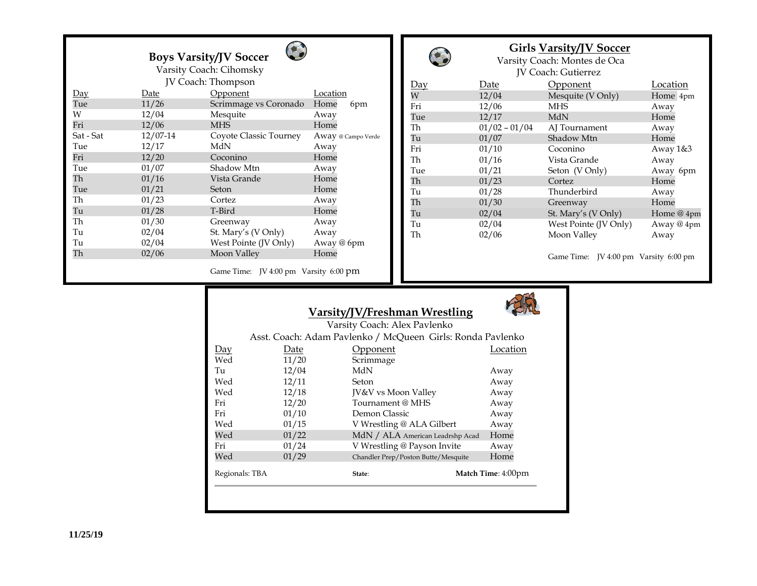## Boys Varsity/JV Soccer

Varsity Coach: Cihomsky
JV Coach: Thompson

| Day | Date | Opponent | Location |
|---|---|---|---|
| Tue | 11/26 | Scrimmage vs Coronado | Home 6pm |
| W | 12/04 | Mesquite | Away |
| Fri | 12/06 | MHS | Home |
| Sat - Sat | 12/07-14 | Coyote Classic Tourney | Away @ Campo Verde |
| Tue | 12/17 | MdN | Away |
| Fri | 12/20 | Coconino | Home |
| Tue | 01/07 | Shadow Mtn | Away |
| Th | 01/16 | Vista Grande | Home |
| Tue | 01/21 | Seton | Home |
| Th | 01/23 | Cortez | Away |
| Tu | 01/28 | T-Bird | Home |
| Th | 01/30 | Greenway | Away |
| Tu | 02/04 | St. Mary's (V Only) | Away |
| Tu | 02/04 | West Pointe (JV Only) | Away @ 6pm |
| Th | 02/06 | Moon Valley | Home |

Game Time: JV 4:00 pm Varsity 6:00 pm

## Girls Varsity/JV Soccer

Varsity Coach: Montes de Oca
JV Coach: Gutierrez

| Day | Date | Opponent | Location |
|---|---|---|---|
| W | 12/04 | Mesquite (V Only) | Home 4pm |
| Fri | 12/06 | MHS | Away |
| Tue | 12/17 | MdN | Home |
| Th | 01/02 – 01/04 | AJ Tournament | Away |
| Tu | 01/07 | Shadow Mtn | Home |
| Fri | 01/10 | Coconino | Away 1&3 |
| Th | 01/16 | Vista Grande | Away |
| Tue | 01/21 | Seton (V Only) | Away 6pm |
| Th | 01/23 | Cortez | Home |
| Tu | 01/28 | Thunderbird | Away |
| Th | 01/30 | Greenway | Home |
| Tu | 02/04 | St. Mary's (V Only) | Home @ 4pm |
| Tu | 02/04 | West Pointe (JV Only) | Away @ 4pm |
| Th | 02/06 | Moon Valley | Away |

Game Time: JV 4:00 pm Varsity 6:00 pm

## Varsity/JV/Freshman Wrestling

Varsity Coach: Alex Pavlenko
Asst. Coach: Adam Pavlenko / McQueen Girls: Ronda Pavlenko

| Day | Date | Opponent | Location |
|---|---|---|---|
| Wed | 11/20 | Scrimmage | |
| Tu | 12/04 | MdN | Away |
| Wed | 12/11 | Seton | Away |
| Wed | 12/18 | JV&V vs Moon Valley | Away |
| Fri | 12/20 | Tournament @ MHS | Away |
| Fri | 01/10 | Demon Classic | Away |
| Wed | 01/15 | V Wrestling @ ALA Gilbert | Away |
| Wed | 01/22 | MdN / ALA American Leadrshp Acad | Home |
| Fri | 01/24 | V Wrestling @ Payson Invite | Away |
| Wed | 01/29 | Chandler Prep/Poston Butte/Mesquite | Home |

Regionals: TBA **State**: **Match Time**: 4:00pm

**11/25/19**